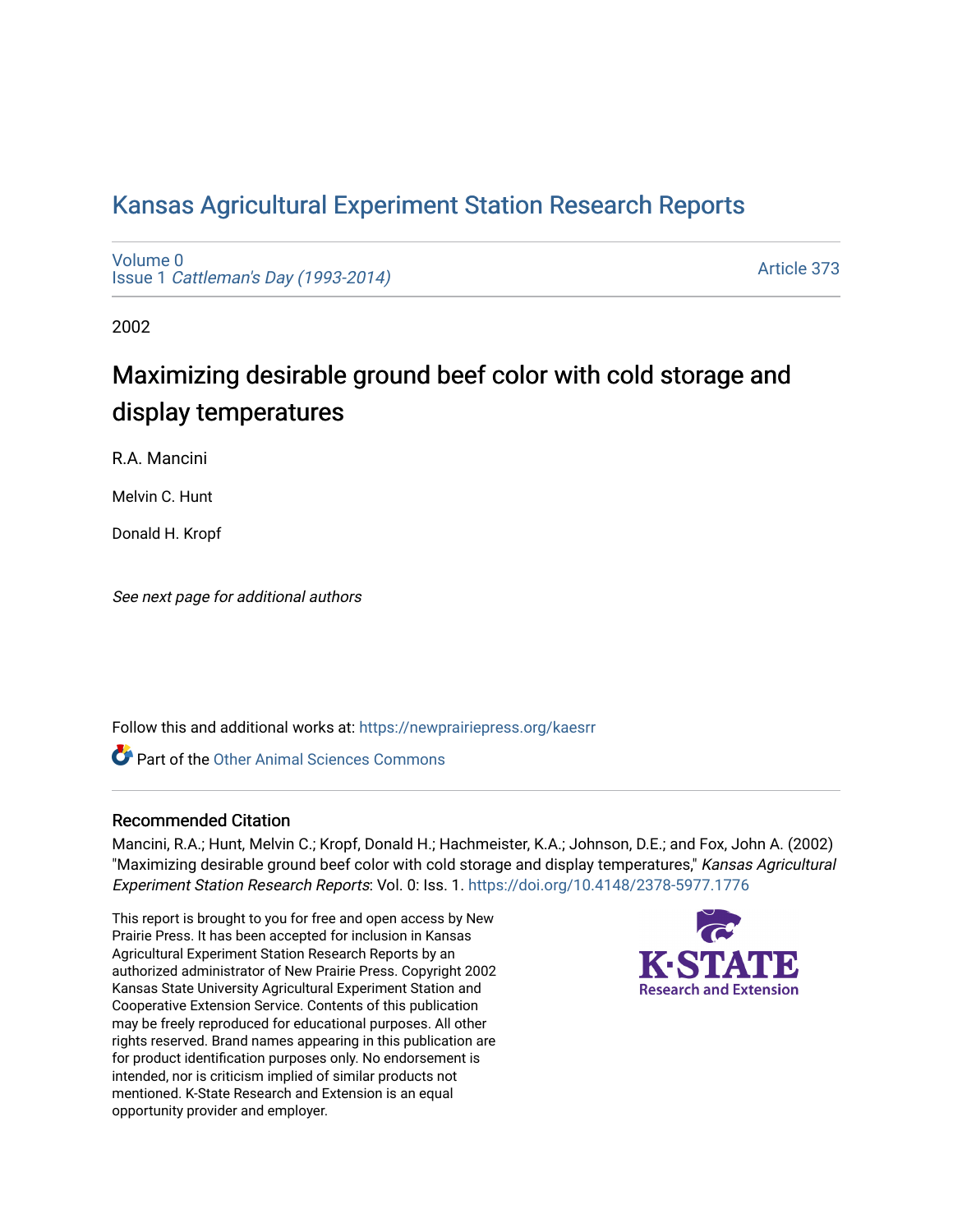# Kansas Agricultural Experiment Station Research Reports

Volume 0
Issue 1 *Cattleman's Day (1993-2014)*

Article 373

2002

## Maximizing desirable ground beef color with cold storage and display temperatures

R.A. Mancini

Melvin C. Hunt

Donald H. Kropf

*See next page for additional authors*

Follow this and additional works at: https://newprairiepress.org/kaesrr

Part of the Other Animal Sciences Commons

### Recommended Citation

Mancini, R.A.; Hunt, Melvin C.; Kropf, Donald H.; Hachmeister, K.A.; Johnson, D.E.; and Fox, John A. (2002) "Maximizing desirable ground beef color with cold storage and display temperatures," *Kansas Agricultural Experiment Station Research Reports*: Vol. 0: Iss. 1. https://doi.org/10.4148/2378-5977.1776

This report is brought to you for free and open access by New Prairie Press. It has been accepted for inclusion in Kansas Agricultural Experiment Station Research Reports by an authorized administrator of New Prairie Press. Copyright 2002 Kansas State University Agricultural Experiment Station and Cooperative Extension Service. Contents of this publication may be freely reproduced for educational purposes. All other rights reserved. Brand names appearing in this publication are for product identification purposes only. No endorsement is intended, nor is criticism implied of similar products not mentioned. K-State Research and Extension is an equal opportunity provider and employer.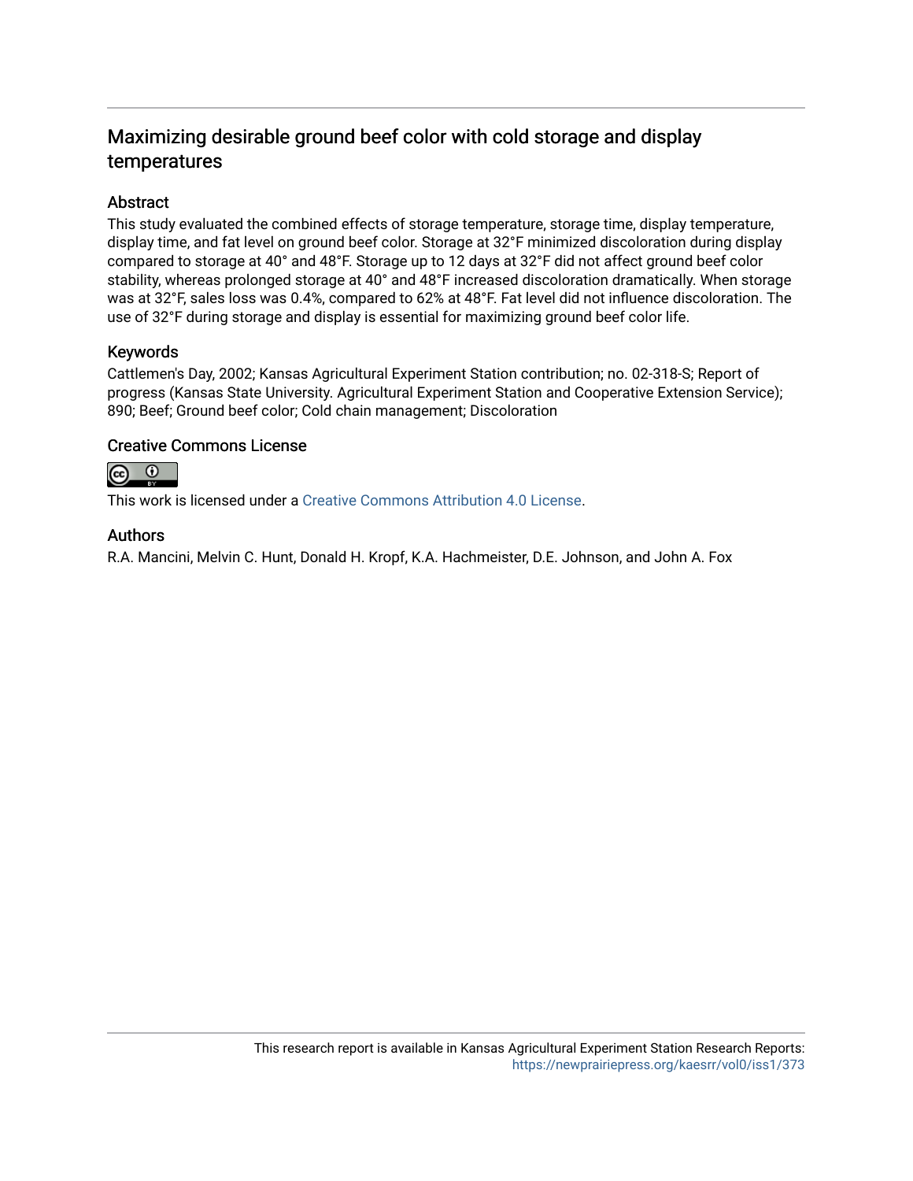# Maximizing desirable ground beef color with cold storage and display temperatures

## Abstract

This study evaluated the combined effects of storage temperature, storage time, display temperature, display time, and fat level on ground beef color. Storage at 32°F minimized discoloration during display compared to storage at 40° and 48°F. Storage up to 12 days at 32°F did not affect ground beef color stability, whereas prolonged storage at 40° and 48°F increased discoloration dramatically. When storage was at 32°F, sales loss was 0.4%, compared to 62% at 48°F. Fat level did not influence discoloration. The use of 32°F during storage and display is essential for maximizing ground beef color life.

## Keywords

Cattlemen's Day, 2002; Kansas Agricultural Experiment Station contribution; no. 02-318-S; Report of progress (Kansas State University. Agricultural Experiment Station and Cooperative Extension Service); 890; Beef; Ground beef color; Cold chain management; Discoloration

## Creative Commons License

This work is licensed under a Creative Commons Attribution 4.0 License.

## Authors

R.A. Mancini, Melvin C. Hunt, Donald H. Kropf, K.A. Hachmeister, D.E. Johnson, and John A. Fox

This research report is available in Kansas Agricultural Experiment Station Research Reports: https://newprairiepress.org/kaesrr/vol0/iss1/373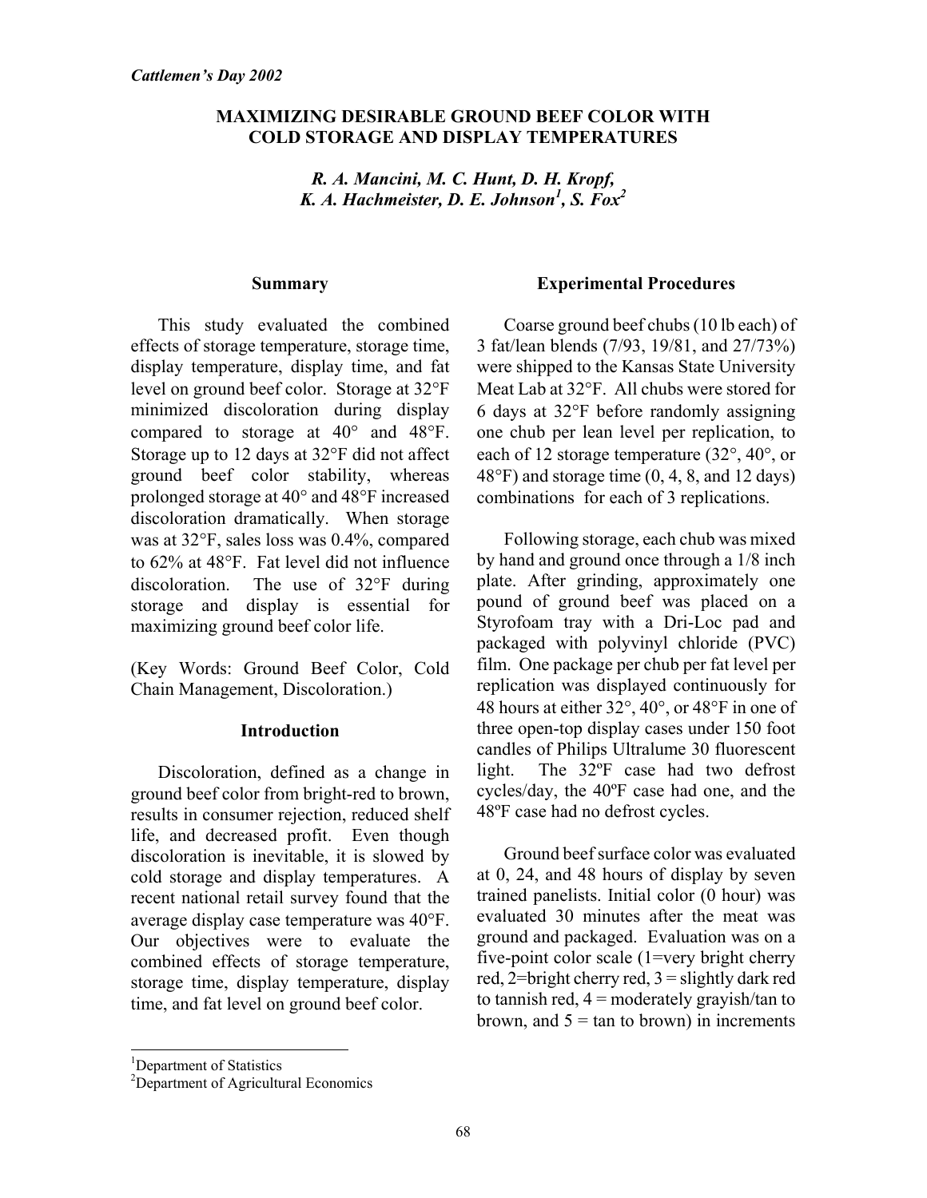*Cattlemen's Day 2002*

# MAXIMIZING DESIRABLE GROUND BEEF COLOR WITH COLD STORAGE AND DISPLAY TEMPERATURES

***R. A. Mancini, M. C. Hunt, D. H. Kropf, K. A. Hachmeister, D. E. Johnson[1], S. Fox[2]***

## Summary

This study evaluated the combined effects of storage temperature, storage time, display temperature, display time, and fat level on ground beef color. Storage at 32°F minimized discoloration during display compared to storage at 40° and 48°F. Storage up to 12 days at 32°F did not affect ground beef color stability, whereas prolonged storage at 40° and 48°F increased discoloration dramatically. When storage was at 32°F, sales loss was 0.4%, compared to 62% at 48°F. Fat level did not influence discoloration. The use of 32°F during storage and display is essential for maximizing ground beef color life.

(Key Words: Ground Beef Color, Cold Chain Management, Discoloration.)

## Introduction

Discoloration, defined as a change in ground beef color from bright-red to brown, results in consumer rejection, reduced shelf life, and decreased profit. Even though discoloration is inevitable, it is slowed by cold storage and display temperatures. A recent national retail survey found that the average display case temperature was 40°F. Our objectives were to evaluate the combined effects of storage temperature, storage time, display temperature, display time, and fat level on ground beef color.

## Experimental Procedures

Coarse ground beef chubs (10 lb each) of 3 fat/lean blends (7/93, 19/81, and 27/73%) were shipped to the Kansas State University Meat Lab at 32°F. All chubs were stored for 6 days at 32°F before randomly assigning one chub per lean level per replication, to each of 12 storage temperature (32°, 40°, or 48°F) and storage time (0, 4, 8, and 12 days) combinations for each of 3 replications.

Following storage, each chub was mixed by hand and ground once through a 1/8 inch plate. After grinding, approximately one pound of ground beef was placed on a Styrofoam tray with a Dri-Loc pad and packaged with polyvinyl chloride (PVC) film. One package per chub per fat level per replication was displayed continuously for 48 hours at either 32°, 40°, or 48°F in one of three open-top display cases under 150 foot candles of Philips Ultralume 30 fluorescent light. The 32ºF case had two defrost cycles/day, the 40ºF case had one, and the 48ºF case had no defrost cycles.

Ground beef surface color was evaluated at 0, 24, and 48 hours of display by seven trained panelists. Initial color (0 hour) was evaluated 30 minutes after the meat was ground and packaged. Evaluation was on a five-point color scale (1=very bright cherry red, 2=bright cherry red, 3 = slightly dark red to tannish red, 4 = moderately grayish/tan to brown, and 5 = tan to brown) in increments

---

[1]Department of Statistics

[2]Department of Agricultural Economics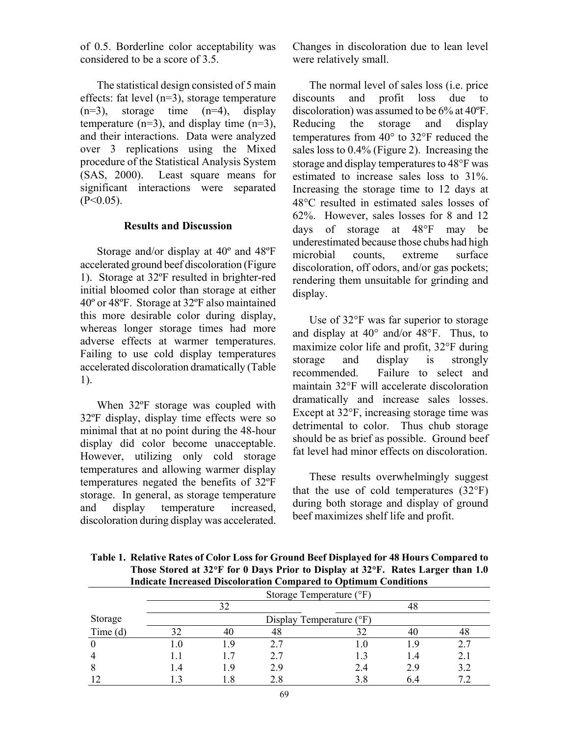of 0.5. Borderline color acceptability was considered to be a score of 3.5.

The statistical design consisted of 5 main effects: fat level (n=3), storage temperature (n=3), storage time (n=4), display temperature (n=3), and display time (n=3), and their interactions. Data were analyzed over 3 replications using the Mixed procedure of the Statistical Analysis System (SAS, 2000). Least square means for significant interactions were separated ($P<0.05$).

## Results and Discussion

Storage and/or display at 40º and 48ºF accelerated ground beef discoloration (Figure 1). Storage at 32ºF resulted in brighter-red initial bloomed color than storage at either 40º or 48ºF. Storage at 32ºF also maintained this more desirable color during display, whereas longer storage times had more adverse effects at warmer temperatures. Failing to use cold display temperatures accelerated discoloration dramatically (Table 1).

When 32ºF storage was coupled with 32ºF display, display time effects were so minimal that at no point during the 48-hour display did color become unacceptable. However, utilizing only cold storage temperatures and allowing warmer display temperatures negated the benefits of 32ºF storage. In general, as storage temperature and display temperature increased, discoloration during display was accelerated. Changes in discoloration due to lean level were relatively small.

The normal level of sales loss (i.e. price discounts and profit loss due to discoloration) was assumed to be 6% at 40ºF. Reducing the storage and display temperatures from 40° to 32°F reduced the sales loss to 0.4% (Figure 2). Increasing the storage and display temperatures to 48°F was estimated to increase sales loss to 31%. Increasing the storage time to 12 days at 48°C resulted in estimated sales losses of 62%. However, sales losses for 8 and 12 days of storage at 48°F may be underestimated because those chubs had high microbial counts, extreme surface discoloration, off odors, and/or gas pockets; rendering them unsuitable for grinding and display.

Use of 32°F was far superior to storage and display at 40° and/or 48°F. Thus, to maximize color life and profit, 32°F during storage and display is strongly recommended. Failure to select and maintain 32°F will accelerate discoloration dramatically and increase sales losses. Except at 32°F, increasing storage time was detrimental to color. Thus chub storage should be as brief as possible. Ground beef fat level had minor effects on discoloration.

These results overwhelmingly suggest that the use of cold temperatures (32°F) during both storage and display of ground beef maximizes shelf life and profit.

**Table 1. Relative Rates of Color Loss for Ground Beef Displayed for 48 Hours Compared to Those Stored at 32°F for 0 Days Prior to Display at 32°F. Rates Larger than 1.0 Indicate Increased Discoloration Compared to Optimum Conditions**

| | Storage Temperature (°F) | | | | | |
|---|---|---|---|---|---|---|
| | 32 | | | 48 | | |
| Storage | Display Temperature (°F) | | | | | |
| Time (d) | 32 | 40 | 48 | 32 | 40 | 48 |
| 0 | 1.0 | 1.9 | 2.7 | 1.0 | 1.9 | 2.7 |
| 4 | 1.1 | 1.7 | 2.7 | 1.3 | 1.4 | 2.1 |
| 8 | 1.4 | 1.9 | 2.9 | 2.4 | 2.9 | 3.2 |
| 12 | 1.3 | 1.8 | 2.8 | 3.8 | 6.4 | 7.2 |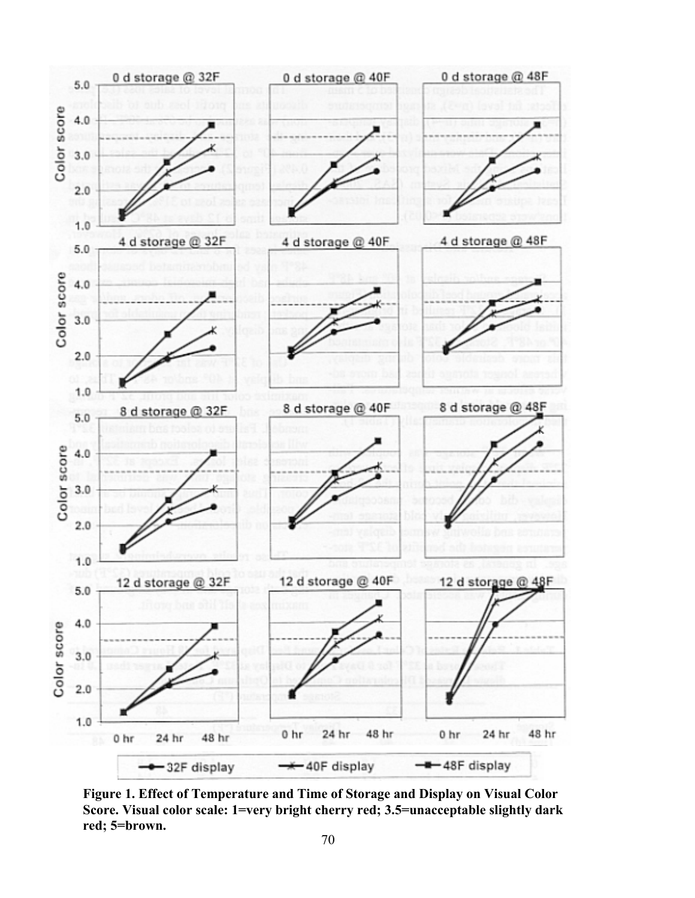**Figure 1. Effect of Temperature and Time of Storage and Display on Visual Color Score. Visual color scale: 1=very bright cherry red; 3.5=unacceptable slightly dark red; 5=brown.**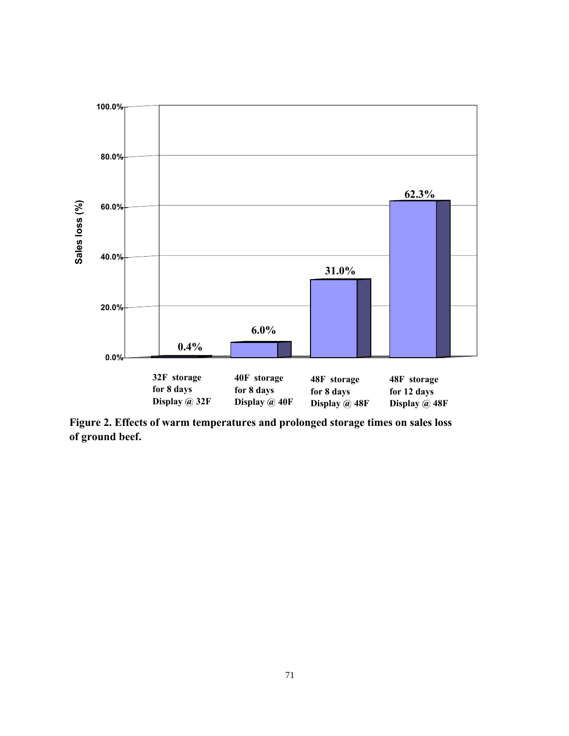Sales loss (%)

100.0%

80.0%

60.0%

40.0%

20.0%

0.0%

0.4%

6.0%

31.0%

62.3%

32F storage
for 8 days
Display @ 32F

40F storage
for 8 days
Display @ 40F

48F storage
for 8 days
Display @ 48F

48F storage
for 12 days
Display @ 48F

**Figure 2. Effects of warm temperatures and prolonged storage times on sales loss of ground beef.**